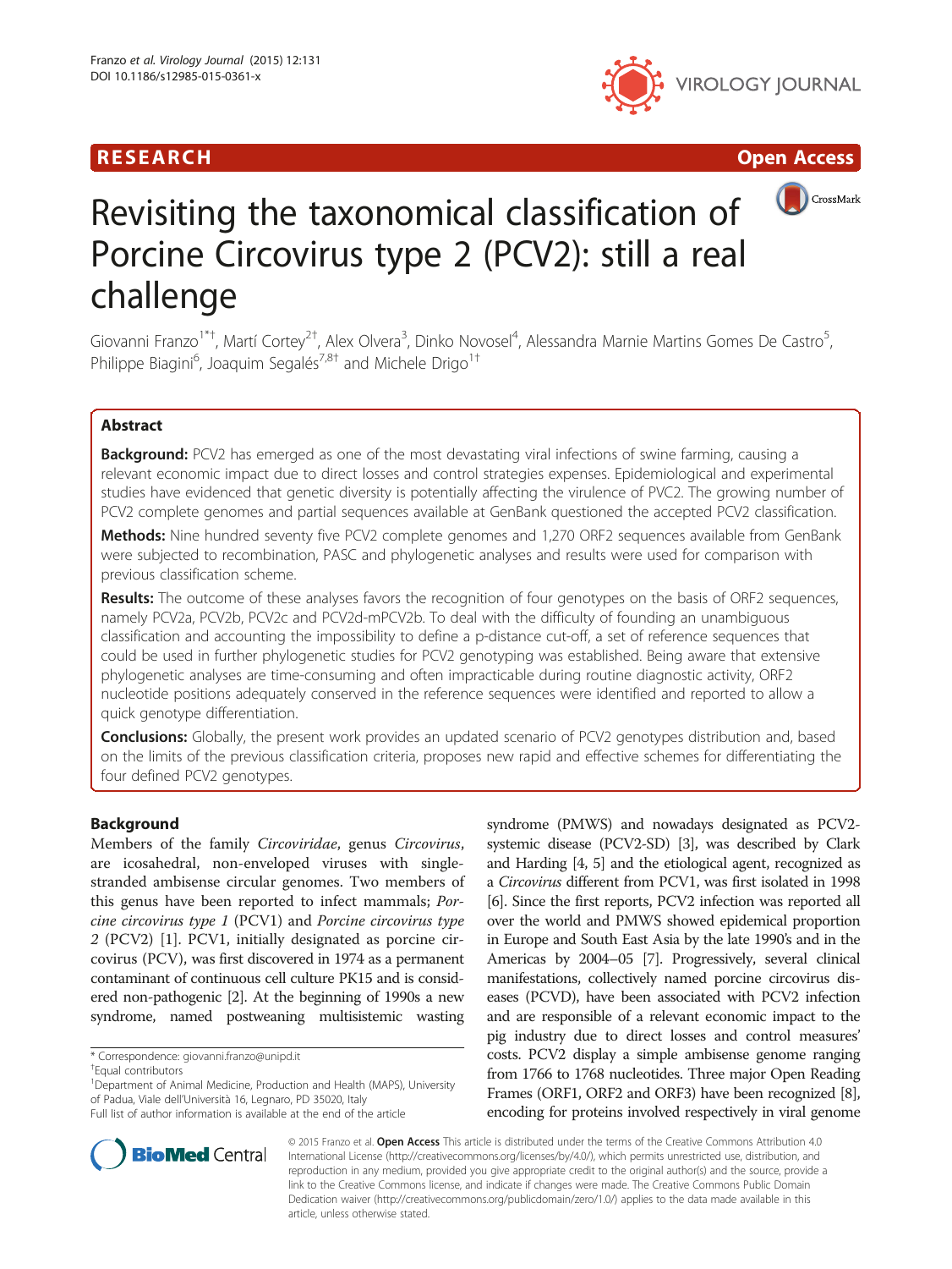RESEARCH Open Access

# Revisiting the taxonomical classification of Porcine Circovirus type 2 (PCV2): still a real challenge

Giovanni Franzo[1*†], Martí Cortey[2†], Alex Olvera[3], Dinko Novosel[4], Alessandra Marnie Martins Gomes De Castro[5], Philippe Biagini[6], Joaquim Segalés[7,8†] and Michele Drigo[1†]

## Abstract

**Background:** PCV2 has emerged as one of the most devastating viral infections of swine farming, causing a relevant economic impact due to direct losses and control strategies expenses. Epidemiological and experimental studies have evidenced that genetic diversity is potentially affecting the virulence of PVC2. The growing number of PCV2 complete genomes and partial sequences available at GenBank questioned the accepted PCV2 classification.

**Methods:** Nine hundred seventy five PCV2 complete genomes and 1,270 ORF2 sequences available from GenBank were subjected to recombination, PASC and phylogenetic analyses and results were used for comparison with previous classification scheme.

**Results:** The outcome of these analyses favors the recognition of four genotypes on the basis of ORF2 sequences, namely PCV2a, PCV2b, PCV2c and PCV2d-mPCV2b. To deal with the difficulty of founding an unambiguous classification and accounting the impossibility to define a p-distance cut-off, a set of reference sequences that could be used in further phylogenetic studies for PCV2 genotyping was established. Being aware that extensive phylogenetic analyses are time-consuming and often impracticable during routine diagnostic activity, ORF2 nucleotide positions adequately conserved in the reference sequences were identified and reported to allow a quick genotype differentiation.

**Conclusions:** Globally, the present work provides an updated scenario of PCV2 genotypes distribution and, based on the limits of the previous classification criteria, proposes new rapid and effective schemes for differentiating the four defined PCV2 genotypes.

## Background

Members of the family *Circoviridae*, genus *Circovirus*, are icosahedral, non-enveloped viruses with single-stranded ambisense circular genomes. Two members of this genus have been reported to infect mammals; *Porcine circovirus type 1* (PCV1) and *Porcine circovirus type 2* (PCV2) [1]. PCV1, initially designated as porcine circovirus (PCV), was first discovered in 1974 as a permanent contaminant of continuous cell culture PK15 and is considered non-pathogenic [2]. At the beginning of 1990s a new syndrome, named postweaning multisistemic wasting syndrome (PMWS) and nowadays designated as PCV2-systemic disease (PCV2-SD) [3], was described by Clark and Harding [4, 5] and the etiological agent, recognized as a *Circovirus* different from PCV1, was first isolated in 1998 [6]. Since the first reports, PCV2 infection was reported all over the world and PMWS showed epidemical proportion in Europe and South East Asia by the late 1990's and in the Americas by 2004–05 [7]. Progressively, several clinical manifestations, collectively named porcine circovirus diseases (PCVD), have been associated with PCV2 infection and are responsible of a relevant economic impact to the pig industry due to direct losses and control measures' costs. PCV2 display a simple ambisense genome ranging from 1766 to 1768 nucleotides. Three major Open Reading Frames (ORF1, ORF2 and ORF3) have been recognized [8], encoding for proteins involved respectively in viral genome

\* Correspondence: giovanni.franzo@unipd.it

†Equal contributors

[1]Department of Animal Medicine, Production and Health (MAPS), University of Padua, Viale dell'Università 16, Legnaro, PD 35020, Italy

Full list of author information is available at the end of the article

© 2015 Franzo et al. **Open Access** This article is distributed under the terms of the Creative Commons Attribution 4.0 International License (http://creativecommons.org/licenses/by/4.0/), which permits unrestricted use, distribution, and reproduction in any medium, provided you give appropriate credit to the original author(s) and the source, provide a link to the Creative Commons license, and indicate if changes were made. The Creative Commons Public Domain Dedication waiver (http://creativecommons.org/publicdomain/zero/1.0/) applies to the data made available in this article, unless otherwise stated.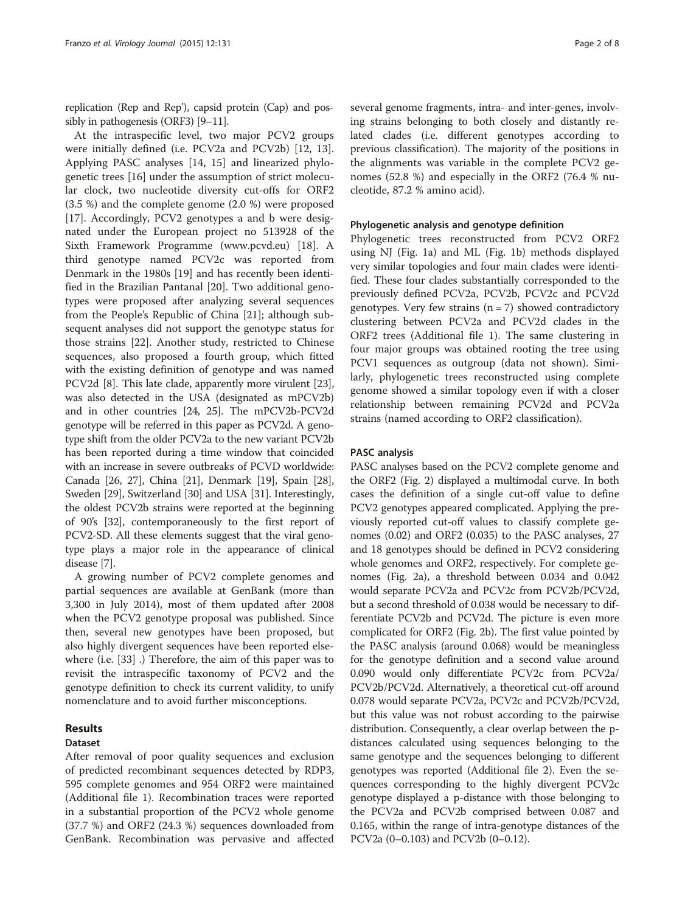replication (Rep and Rep'), capsid protein (Cap) and possibly in pathogenesis (ORF3) [9–11].

At the intraspecific level, two major PCV2 groups were initially defined (i.e. PCV2a and PCV2b) [12, 13]. Applying PASC analyses [14, 15] and linearized phylogenetic trees [16] under the assumption of strict molecular clock, two nucleotide diversity cut-offs for ORF2 (3.5 %) and the complete genome (2.0 %) were proposed [17]. Accordingly, PCV2 genotypes a and b were designated under the European project no 513928 of the Sixth Framework Programme (www.pcvd.eu) [18]. A third genotype named PCV2c was reported from Denmark in the 1980s [19] and has recently been identified in the Brazilian Pantanal [20]. Two additional genotypes were proposed after analyzing several sequences from the People's Republic of China [21]; although subsequent analyses did not support the genotype status for those strains [22]. Another study, restricted to Chinese sequences, also proposed a fourth group, which fitted with the existing definition of genotype and was named PCV2d [8]. This late clade, apparently more virulent [23], was also detected in the USA (designated as mPCV2b) and in other countries [24, 25]. The mPCV2b-PCV2d genotype will be referred in this paper as PCV2d. A genotype shift from the older PCV2a to the new variant PCV2b has been reported during a time window that coincided with an increase in severe outbreaks of PCVD worldwide: Canada [26, 27], China [21], Denmark [19], Spain [28], Sweden [29], Switzerland [30] and USA [31]. Interestingly, the oldest PCV2b strains were reported at the beginning of 90's [32], contemporaneously to the first report of PCV2-SD. All these elements suggest that the viral genotype plays a major role in the appearance of clinical disease [7].

A growing number of PCV2 complete genomes and partial sequences are available at GenBank (more than 3,300 in July 2014), most of them updated after 2008 when the PCV2 genotype proposal was published. Since then, several new genotypes have been proposed, but also highly divergent sequences have been reported elsewhere (i.e. [33] .) Therefore, the aim of this paper was to revisit the intraspecific taxonomy of PCV2 and the genotype definition to check its current validity, to unify nomenclature and to avoid further misconceptions.

## Results

### Dataset

After removal of poor quality sequences and exclusion of predicted recombinant sequences detected by RDP3, 595 complete genomes and 954 ORF2 were maintained (Additional file 1). Recombination traces were reported in a substantial proportion of the PCV2 whole genome (37.7 %) and ORF2 (24.3 %) sequences downloaded from GenBank. Recombination was pervasive and affected several genome fragments, intra- and inter-genes, involving strains belonging to both closely and distantly related clades (i.e. different genotypes according to previous classification). The majority of the positions in the alignments was variable in the complete PCV2 genomes (52.8 %) and especially in the ORF2 (76.4 % nucleotide, 87.2 % amino acid).

### Phylogenetic analysis and genotype definition

Phylogenetic trees reconstructed from PCV2 ORF2 using NJ (Fig. 1a) and ML (Fig. 1b) methods displayed very similar topologies and four main clades were identified. These four clades substantially corresponded to the previously defined PCV2a, PCV2b, PCV2c and PCV2d genotypes. Very few strains ($n = 7$) showed contradictory clustering between PCV2a and PCV2d clades in the ORF2 trees (Additional file 1). The same clustering in four major groups was obtained rooting the tree using PCV1 sequences as outgroup (data not shown). Similarly, phylogenetic trees reconstructed using complete genome showed a similar topology even if with a closer relationship between remaining PCV2d and PCV2a strains (named according to ORF2 classification).

### PASC analysis

PASC analyses based on the PCV2 complete genome and the ORF2 (Fig. 2) displayed a multimodal curve. In both cases the definition of a single cut-off value to define PCV2 genotypes appeared complicated. Applying the previously reported cut-off values to classify complete genomes (0.02) and ORF2 (0.035) to the PASC analyses, 27 and 18 genotypes should be defined in PCV2 considering whole genomes and ORF2, respectively. For complete genomes (Fig. 2a), a threshold between 0.034 and 0.042 would separate PCV2a and PCV2c from PCV2b/PCV2d, but a second threshold of 0.038 would be necessary to differentiate PCV2b and PCV2d. The picture is even more complicated for ORF2 (Fig. 2b). The first value pointed by the PASC analysis (around 0.068) would be meaningless for the genotype definition and a second value around 0.090 would only differentiate PCV2c from PCV2a/PCV2b/PCV2d. Alternatively, a theoretical cut-off around 0.078 would separate PCV2a, PCV2c and PCV2b/PCV2d, but this value was not robust according to the pairwise distribution. Consequently, a clear overlap between the p-distances calculated using sequences belonging to the same genotype and the sequences belonging to different genotypes was reported (Additional file 2). Even the sequences corresponding to the highly divergent PCV2c genotype displayed a p-distance with those belonging to the PCV2a and PCV2b comprised between 0.087 and 0.165, within the range of intra-genotype distances of the PCV2a (0–0.103) and PCV2b (0–0.12).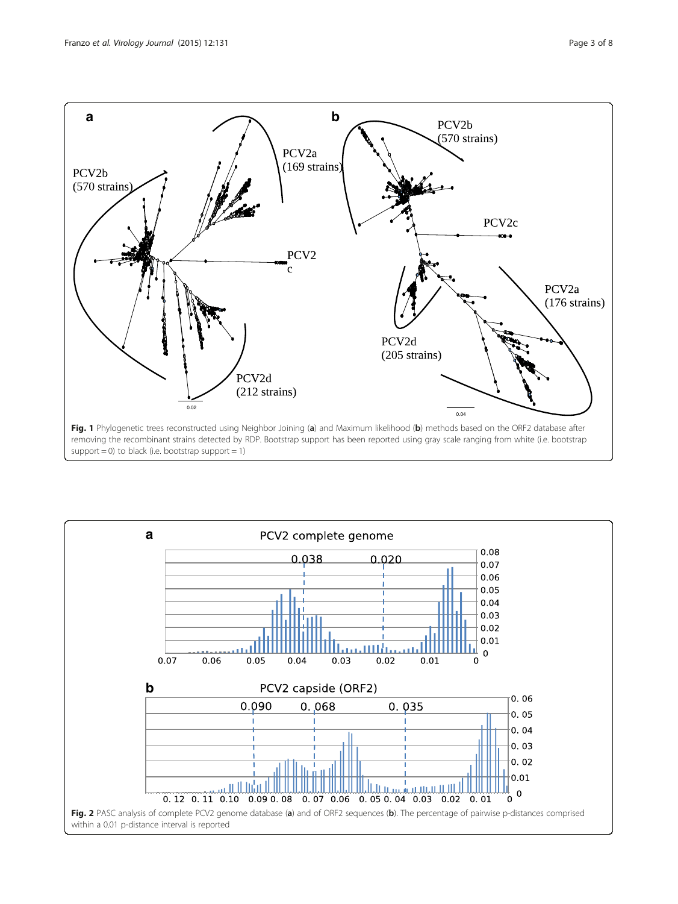**Fig. 1** Phylogenetic trees reconstructed using Neighbor Joining (**a**) and Maximum likelihood (**b**) methods based on the ORF2 database after removing the recombinant strains detected by RDP. Bootstrap support has been reported using gray scale ranging from white (i.e. bootstrap support = 0) to black (i.e. bootstrap support = 1)

**Fig. 2** PASC analysis of complete PCV2 genome database (**a**) and of ORF2 sequences (**b**). The percentage of pairwise p-distances comprised within a 0.01 p-distance interval is reported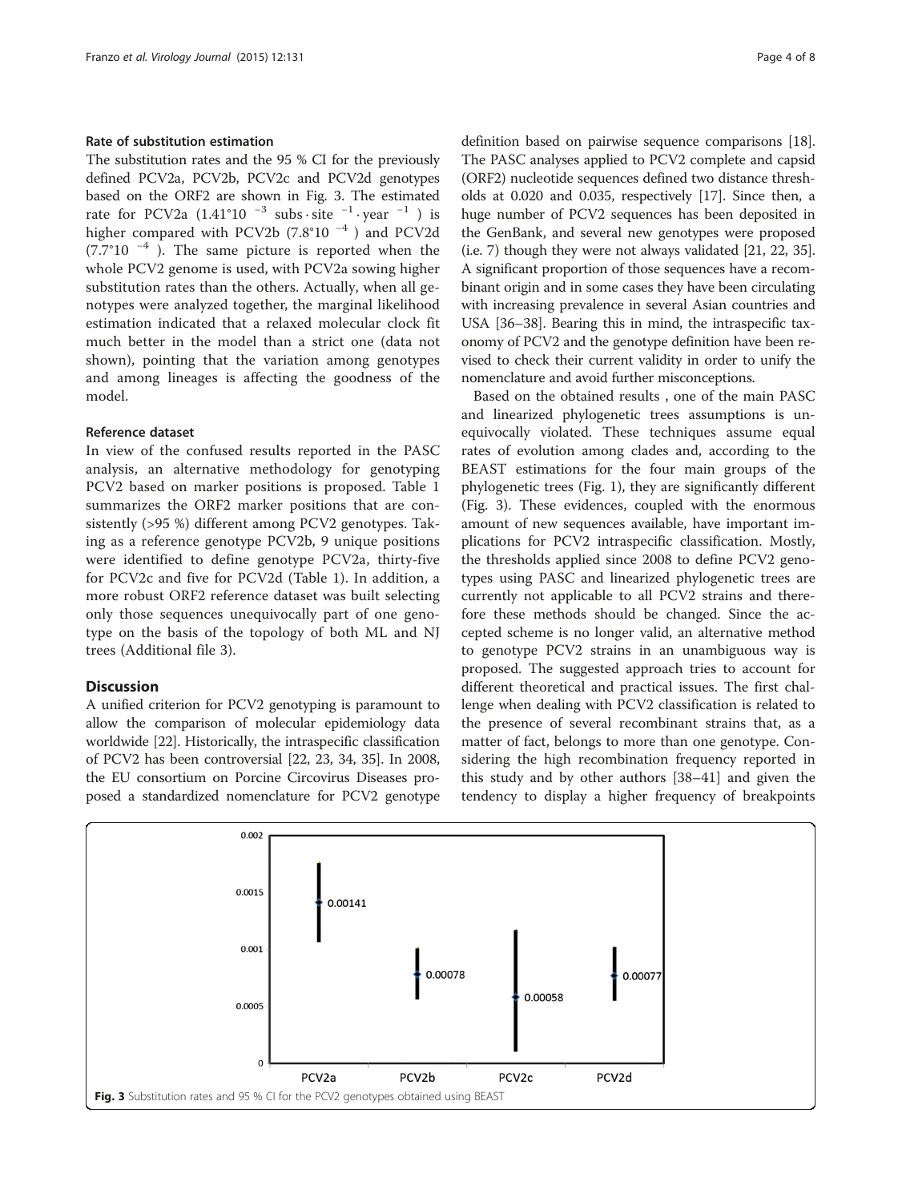### Rate of substitution estimation

The substitution rates and the 95 % CI for the previously defined PCV2a, PCV2b, PCV2c and PCV2d genotypes based on the ORF2 are shown in Fig. 3. The estimated rate for PCV2a ($1.41°10^{-3}$ subs · site $^{-1}$ · year $^{-1}$) is higher compared with PCV2b ($7.8°10^{-4}$) and PCV2d ($7.7°10^{-4}$). The same picture is reported when the whole PCV2 genome is used, with PCV2a sowing higher substitution rates than the others. Actually, when all genotypes were analyzed together, the marginal likelihood estimation indicated that a relaxed molecular clock fit much better in the model than a strict one (data not shown), pointing that the variation among genotypes and among lineages is affecting the goodness of the model.

### Reference dataset

In view of the confused results reported in the PASC analysis, an alternative methodology for genotyping PCV2 based on marker positions is proposed. Table 1 summarizes the ORF2 marker positions that are consistently (>95 %) different among PCV2 genotypes. Taking as a reference genotype PCV2b, 9 unique positions were identified to define genotype PCV2a, thirty-five for PCV2c and five for PCV2d (Table 1). In addition, a more robust ORF2 reference dataset was built selecting only those sequences unequivocally part of one genotype on the basis of the topology of both ML and NJ trees (Additional file 3).

## Discussion

A unified criterion for PCV2 genotyping is paramount to allow the comparison of molecular epidemiology data worldwide [22]. Historically, the intraspecific classification of PCV2 has been controversial [22, 23, 34, 35]. In 2008, the EU consortium on Porcine Circovirus Diseases proposed a standardized nomenclature for PCV2 genotype definition based on pairwise sequence comparisons [18]. The PASC analyses applied to PCV2 complete and capsid (ORF2) nucleotide sequences defined two distance thresholds at 0.020 and 0.035, respectively [17]. Since then, a huge number of PCV2 sequences has been deposited in the GenBank, and several new genotypes were proposed (i.e. 7) though they were not always validated [21, 22, 35]. A significant proportion of those sequences have a recombinant origin and in some cases they have been circulating with increasing prevalence in several Asian countries and USA [36–38]. Bearing this in mind, the intraspecific taxonomy of PCV2 and the genotype definition have been revised to check their current validity in order to unify the nomenclature and avoid further misconceptions.

Based on the obtained results , one of the main PASC and linearized phylogenetic trees assumptions is unequivocally violated. These techniques assume equal rates of evolution among clades and, according to the BEAST estimations for the four main groups of the phylogenetic trees (Fig. 1), they are significantly different (Fig. 3). These evidences, coupled with the enormous amount of new sequences available, have important implications for PCV2 intraspecific classification. Mostly, the thresholds applied since 2008 to define PCV2 genotypes using PASC and linearized phylogenetic trees are currently not applicable to all PCV2 strains and therefore these methods should be changed. Since the accepted scheme is no longer valid, an alternative method to genotype PCV2 strains in an unambiguous way is proposed. The suggested approach tries to account for different theoretical and practical issues. The first challenge when dealing with PCV2 classification is related to the presence of several recombinant strains that, as a matter of fact, belongs to more than one genotype. Considering the high recombination frequency reported in this study and by other authors [38–41] and given the tendency to display a higher frequency of breakpoints

**Fig. 3** Substitution rates and 95 % CI for the PCV2 genotypes obtained using BEAST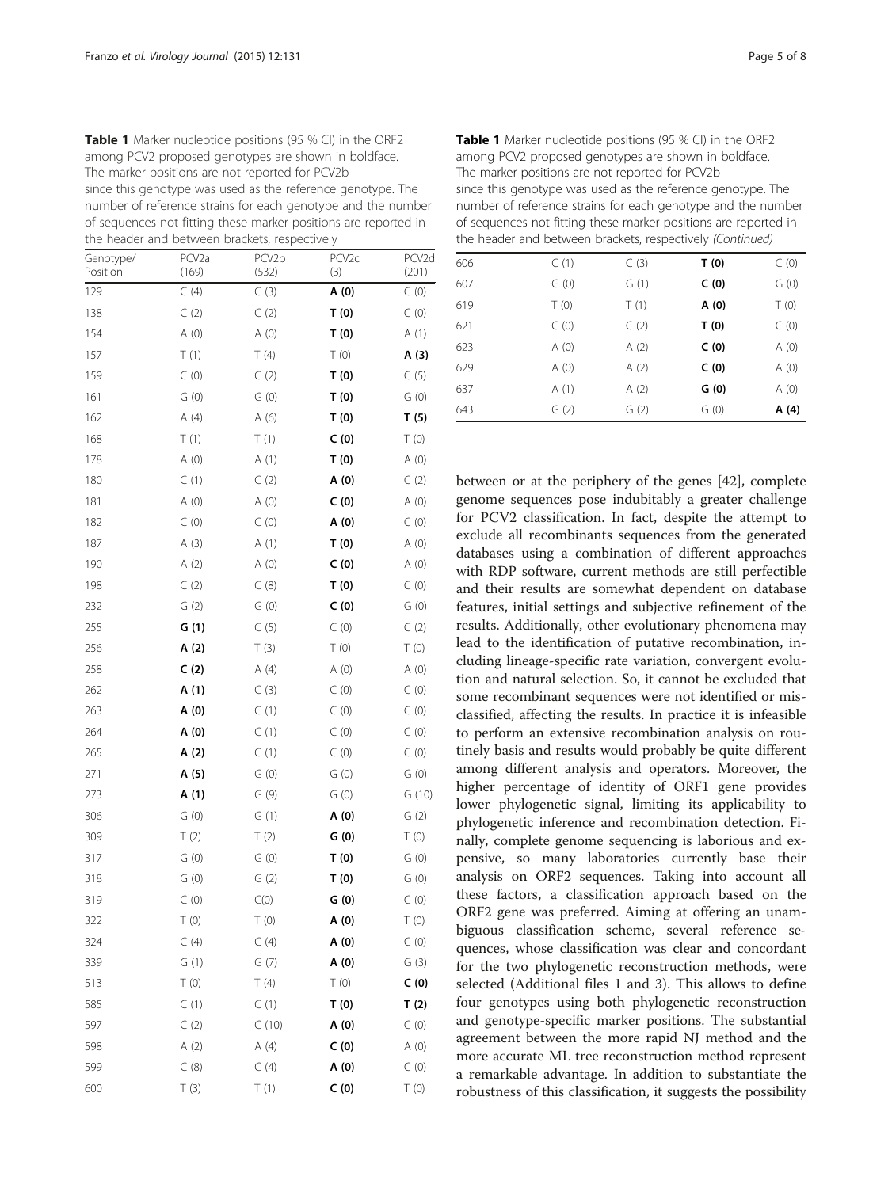**Table 1** Marker nucleotide positions (95 % CI) in the ORF2 among PCV2 proposed genotypes are shown in boldface. The marker positions are not reported for PCV2b since this genotype was used as the reference genotype. The number of reference strains for each genotype and the number of sequences not fitting these marker positions are reported in the header and between brackets, respectively

| Genotype/ Position | PCV2a (169) | PCV2b (532) | PCV2c (3) | PCV2d (201) |
|---|---|---|---|---|
| 129 | C (4) | C (3) | **A (0)** | C (0) |
| 138 | C (2) | C (2) | **T (0)** | C (0) |
| 154 | A (0) | A (0) | **T (0)** | A (1) |
| 157 | T (1) | T (4) | T (0) | **A (3)** |
| 159 | C (0) | C (2) | **T (0)** | C (5) |
| 161 | G (0) | G (0) | **T (0)** | G (0) |
| 162 | A (4) | A (6) | **T (0)** | **T (5)** |
| 168 | T (1) | T (1) | **C (0)** | T (0) |
| 178 | A (0) | A (1) | **T (0)** | A (0) |
| 180 | C (1) | C (2) | **A (0)** | C (2) |
| 181 | A (0) | A (0) | **C (0)** | A (0) |
| 182 | C (0) | C (0) | **A (0)** | C (0) |
| 187 | A (3) | A (1) | **T (0)** | A (0) |
| 190 | A (2) | A (0) | **C (0)** | A (0) |
| 198 | C (2) | C (8) | **T (0)** | C (0) |
| 232 | G (2) | G (0) | **C (0)** | G (0) |
| 255 | **G (1)** | C (5) | C (0) | C (2) |
| 256 | **A (2)** | T (3) | T (0) | T (0) |
| 258 | **C (2)** | A (4) | A (0) | A (0) |
| 262 | **A (1)** | C (3) | C (0) | C (0) |
| 263 | **A (0)** | C (1) | C (0) | C (0) |
| 264 | **A (0)** | C (1) | C (0) | C (0) |
| 265 | **A (2)** | C (1) | C (0) | C (0) |
| 271 | **A (5)** | G (0) | G (0) | G (0) |
| 273 | **A (1)** | G (9) | G (0) | G (10) |
| 306 | G (0) | G (1) | **A (0)** | G (2) |
| 309 | T (2) | T (2) | **G (0)** | T (0) |
| 317 | G (0) | G (0) | **T (0)** | G (0) |
| 318 | G (0) | G (2) | **T (0)** | G (0) |
| 319 | C (0) | C(0) | **G (0)** | C (0) |
| 322 | T (0) | T (0) | **A (0)** | T (0) |
| 324 | C (4) | C (4) | **A (0)** | C (0) |
| 339 | G (1) | G (7) | **A (0)** | G (3) |
| 513 | T (0) | T (4) | T (0) | **C (0)** |
| 585 | C (1) | C (1) | **T (0)** | **T (2)** |
| 597 | C (2) | C (10) | **A (0)** | C (0) |
| 598 | A (2) | A (4) | **C (0)** | A (0) |
| 599 | C (8) | C (4) | **A (0)** | C (0) |
| 600 | T (3) | T (1) | **C (0)** | T (0) |
| 606 | C (1) | C (3) | **T (0)** | C (0) |
| 607 | G (0) | G (1) | **C (0)** | G (0) |
| 619 | T (0) | T (1) | **A (0)** | T (0) |
| 621 | C (0) | C (2) | **T (0)** | C (0) |
| 623 | A (0) | A (2) | **C (0)** | A (0) |
| 629 | A (0) | A (2) | **C (0)** | A (0) |
| 637 | A (1) | A (2) | **G (0)** | A (0) |
| 643 | G (2) | G (2) | G (0) | **A (4)** |

between or at the periphery of the genes [42], complete genome sequences pose indubitably a greater challenge for PCV2 classification. In fact, despite the attempt to exclude all recombinants sequences from the generated databases using a combination of different approaches with RDP software, current methods are still perfectible and their results are somewhat dependent on database features, initial settings and subjective refinement of the results. Additionally, other evolutionary phenomena may lead to the identification of putative recombination, including lineage-specific rate variation, convergent evolution and natural selection. So, it cannot be excluded that some recombinant sequences were not identified or misclassified, affecting the results. In practice it is infeasible to perform an extensive recombination analysis on routinely basis and results would probably be quite different among different analysis and operators. Moreover, the higher percentage of identity of ORF1 gene provides lower phylogenetic signal, limiting its applicability to phylogenetic inference and recombination detection. Finally, complete genome sequencing is laborious and expensive, so many laboratories currently base their analysis on ORF2 sequences. Taking into account all these factors, a classification approach based on the ORF2 gene was preferred. Aiming at offering an unambiguous classification scheme, several reference sequences, whose classification was clear and concordant for the two phylogenetic reconstruction methods, were selected (Additional files 1 and 3). This allows to define four genotypes using both phylogenetic reconstruction and genotype-specific marker positions. The substantial agreement between the more rapid NJ method and the more accurate ML tree reconstruction method represent a remarkable advantage. In addition to substantiate the robustness of this classification, it suggests the possibility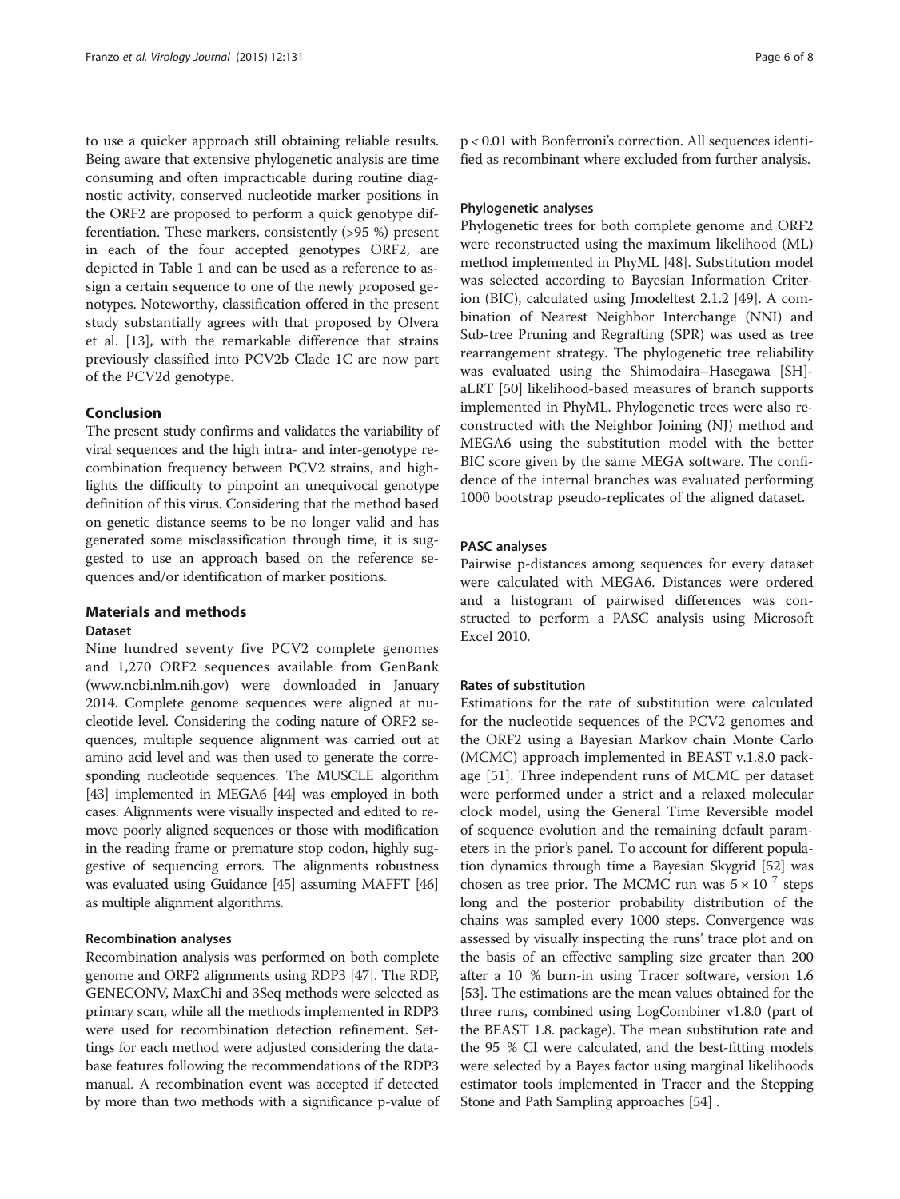to use a quicker approach still obtaining reliable results. Being aware that extensive phylogenetic analysis are time consuming and often impracticable during routine diagnostic activity, conserved nucleotide marker positions in the ORF2 are proposed to perform a quick genotype differentiation. These markers, consistently (>95 %) present in each of the four accepted genotypes ORF2, are depicted in Table 1 and can be used as a reference to assign a certain sequence to one of the newly proposed genotypes. Noteworthy, classification offered in the present study substantially agrees with that proposed by Olvera et al. [13], with the remarkable difference that strains previously classified into PCV2b Clade 1C are now part of the PCV2d genotype.

## Conclusion

The present study confirms and validates the variability of viral sequences and the high intra- and inter-genotype recombination frequency between PCV2 strains, and highlights the difficulty to pinpoint an unequivocal genotype definition of this virus. Considering that the method based on genetic distance seems to be no longer valid and has generated some misclassification through time, it is suggested to use an approach based on the reference sequences and/or identification of marker positions.

## Materials and methods

### Dataset

Nine hundred seventy five PCV2 complete genomes and 1,270 ORF2 sequences available from GenBank (www.ncbi.nlm.nih.gov) were downloaded in January 2014. Complete genome sequences were aligned at nucleotide level. Considering the coding nature of ORF2 sequences, multiple sequence alignment was carried out at amino acid level and was then used to generate the corresponding nucleotide sequences. The MUSCLE algorithm [43] implemented in MEGA6 [44] was employed in both cases. Alignments were visually inspected and edited to remove poorly aligned sequences or those with modification in the reading frame or premature stop codon, highly suggestive of sequencing errors. The alignments robustness was evaluated using Guidance [45] assuming MAFFT [46] as multiple alignment algorithms.

### Recombination analyses

Recombination analysis was performed on both complete genome and ORF2 alignments using RDP3 [47]. The RDP, GENECONV, MaxChi and 3Seq methods were selected as primary scan, while all the methods implemented in RDP3 were used for recombination detection refinement. Settings for each method were adjusted considering the database features following the recommendations of the RDP3 manual. A recombination event was accepted if detected by more than two methods with a significance p-value of $p < 0.01$ with Bonferroni's correction. All sequences identified as recombinant where excluded from further analysis.

### Phylogenetic analyses

Phylogenetic trees for both complete genome and ORF2 were reconstructed using the maximum likelihood (ML) method implemented in PhyML [48]. Substitution model was selected according to Bayesian Information Criterion (BIC), calculated using Jmodeltest 2.1.2 [49]. A combination of Nearest Neighbor Interchange (NNI) and Sub-tree Pruning and Regrafting (SPR) was used as tree rearrangement strategy. The phylogenetic tree reliability was evaluated using the Shimodaira–Hasegawa [SH]-aLRT [50] likelihood-based measures of branch supports implemented in PhyML. Phylogenetic trees were also reconstructed with the Neighbor Joining (NJ) method and MEGA6 using the substitution model with the better BIC score given by the same MEGA software. The confidence of the internal branches was evaluated performing 1000 bootstrap pseudo-replicates of the aligned dataset.

### PASC analyses

Pairwise p-distances among sequences for every dataset were calculated with MEGA6. Distances were ordered and a histogram of pairwised differences was constructed to perform a PASC analysis using Microsoft Excel 2010.

### Rates of substitution

Estimations for the rate of substitution were calculated for the nucleotide sequences of the PCV2 genomes and the ORF2 using a Bayesian Markov chain Monte Carlo (MCMC) approach implemented in BEAST v.1.8.0 package [51]. Three independent runs of MCMC per dataset were performed under a strict and a relaxed molecular clock model, using the General Time Reversible model of sequence evolution and the remaining default parameters in the prior's panel. To account for different population dynamics through time a Bayesian Skygrid [52] was chosen as tree prior. The MCMC run was $5 \times 10^{7}$ steps long and the posterior probability distribution of the chains was sampled every 1000 steps. Convergence was assessed by visually inspecting the runs' trace plot and on the basis of an effective sampling size greater than 200 after a 10 % burn-in using Tracer software, version 1.6 [53]. The estimations are the mean values obtained for the three runs, combined using LogCombiner v1.8.0 (part of the BEAST 1.8. package). The mean substitution rate and the 95 % CI were calculated, and the best-fitting models were selected by a Bayes factor using marginal likelihoods estimator tools implemented in Tracer and the Stepping Stone and Path Sampling approaches [54] .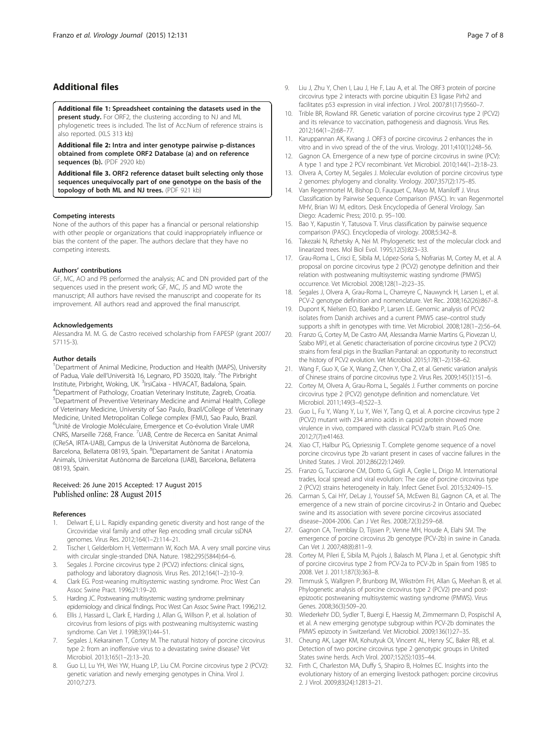## Additional files

**Additional file 1: Spreadsheet containing the datasets used in the present study.** For ORF2, the clustering according to NJ and ML phylogenetic trees is included. The list of Acc.Num of reference strains is also reported. (XLS 313 kb)

**Additional file 2: Intra and inter genotype pairwise p-distances obtained from complete ORF2 Database (a) and on reference sequences (b).** (PDF 2920 kb)

**Additional file 3. ORF2 reference dataset built selecting only those sequences unequivocally part of one genotype on the basis of the topology of both ML and NJ trees.** (PDF 921 kb)

#### Competing interests

None of the authors of this paper has a financial or personal relationship with other people or organizations that could inappropriately influence or bias the content of the paper. The authors declare that they have no competing interests.

#### Authors' contributions

GF, MC, AO and PB performed the analysis; AC and DN provided part of the sequences used in the present work; GF, MC, JS and MD wrote the manuscript; All authors have revised the manuscript and cooperate for its improvement. All authors read and approved the final manuscript.

#### Acknowledgements

Alessandra M. M. G. de Castro received scholarship from FAPESP (grant 2007/ 57115-3).

#### Author details

[1]Department of Animal Medicine, Production and Health (MAPS), University of Padua, Viale dell'Università 16, Legnaro, PD 35020, Italy. [2]The Pirbright Institute, Pirbright, Woking, UK. [3]IrsiCaixa - HIVACAT, Badalona, Spain. [4]Department of Pathology, Croatian Veterinary Institute, Zagreb, Croatia. [5]Department of Preventive Veterinary Medicine and Animal Health, College of Veterinary Medicine, University of Sao Paulo, Brazil/College of Veterinary Medicine, United Metropolitan College complex (FMU), Sao Paulo, Brazil. [6]Unité de Virologie Moléculaire, Emergence et Co-évolution Virale UMR CNRS, Marseille 7268, France. [7]UAB, Centre de Recerca en Sanitat Animal (CReSA, IRTA-UAB), Campus de la Universitat Autònoma de Barcelona, Barcelona, Bellaterra 08193, Spain. [8]Departament de Sanitat i Anatomia Animals, Universitat Autònoma de Barcelona (UAB), Barcelona, Bellaterra 08193, Spain.

Received: 26 June 2015 Accepted: 17 August 2015
Published online: 28 August 2015

#### References

1. Delwart E, Li L. Rapidly expanding genetic diversity and host range of the Circoviridae viral family and other Rep encoding small circular ssDNA genomes. Virus Res. 2012;164(1–2):114–21.
2. Tischer I, Gelderblom H, Vettermann W, Koch MA. A very small porcine virus with circular single-stranded DNA. Nature. 1982;295(5844):64–6.
3. Segales J. Porcine circovirus type 2 (PCV2) infections: clinical signs, pathology and laboratory diagnosis. Virus Res. 2012;164(1–2):10–9.
4. Clark EG. Post-weaning multisystemic wasting syndrome. Proc West Can Assoc Swine Pract. 1996;21:19–20.
5. Harding JC. Postweaning multisystemic wasting syndrome: preliminary epidemiology and clinical findings. Proc West Can Assoc Swine Pract. 1996;21:2.
6. Ellis J, Hassard L, Clark E, Harding J, Allan G, Willson P, et al. Isolation of circovirus from lesions of pigs with postweaning multisystemic wasting syndrome. Can Vet J. 1998;39(1):44–51.
7. Segales J, Kekarainen T, Cortey M. The natural history of porcine circovirus type 2: from an inoffensive virus to a devastating swine disease? Vet Microbiol. 2013;165(1–2):13–20.
8. Guo LJ, Lu YH, Wei YW, Huang LP, Liu CM. Porcine circovirus type 2 (PCV2): genetic variation and newly emerging genotypes in China. Virol J. 2010;7:273.
9. Liu J, Zhu Y, Chen I, Lau J, He F, Lau A, et al. The ORF3 protein of porcine circovirus type 2 interacts with porcine ubiquitin E3 ligase Pirh2 and facilitates p53 expression in viral infection. J Virol. 2007;81(17):9560–7.
10. Trible BR, Rowland RR. Genetic variation of porcine circovirus type 2 (PCV2) and its relevance to vaccination, pathogenesis and diagnosis. Virus Res. 2012;164(1–2):68–77.
11. Karuppannan AK, Kwang J. ORF3 of porcine circovirus 2 enhances the in vitro and in vivo spread of the of the virus. Virology. 2011;410(1):248–56.
12. Gagnon CA. Emergence of a new type of porcine circovirus in swine (PCV): A type 1 and type 2 PCV recombinant. Vet Microbiol. 2010;144(1–2):18–23.
13. Olvera A, Cortey M, Segales J. Molecular evolution of porcine circovirus type 2 genomes: phylogeny and clonality. Virology. 2007;357(2):175–85.
14. Van Regenmortel M, Bishop D, Fauquet C, Mayo M, Maniloff J. Virus Classification by Pairwise Sequence Comparison (PASC). In: van Regenmortel MHV, Brian WJ M, editors. Desk Encyclopedia of General Virology. San Diego: Academic Press; 2010. p. 95–100.
15. Bao Y, Kapustin Y, Tatusova T. Virus classification by pairwise sequence comparison (PASC). Encyclopedia of virology. 2008;5:342–8.
16. Takezaki N, Rzhetsky A, Nei M. Phylogenetic test of the molecular clock and linearized trees. Mol Biol Evol. 1995;12(5):823–33.
17. Grau-Roma L, Crisci E, Sibila M, López-Soria S, Nofrarias M, Cortey M, et al. A proposal on porcine circovirus type 2 (PCV2) genotype definition and their relation with postweaning multisystemic wasting syndrome (PMWS) occurrence. Vet Microbiol. 2008;128(1–2):23–35.
18. Segales J, Olvera A, Grau-Roma L, Charreyre C, Nauwynck H, Larsen L, et al. PCV-2 genotype definition and nomenclature. Vet Rec. 2008;162(26):867–8.
19. Dupont K, Nielsen EO, Baekbo P, Larsen LE. Genomic analysis of PCV2 isolates from Danish archives and a current PMWS case–control study supports a shift in genotypes with time. Vet Microbiol. 2008;128(1–2):56–64.
20. Franzo G, Cortey M, De Castro AM, Alessandra Marnie Martins G, Piovezan U, Szabo MPJ, et al. Genetic characterisation of porcine circovirus type 2 (PCV2) strains from feral pigs in the Brazilian Pantanal: an opportunity to reconstruct the history of PCV2 evolution. Vet Microbiol. 2015;178(1–2):158–62.
21. Wang F, Guo X, Ge X, Wang Z, Chen Y, Cha Z, et al. Genetic variation analysis of Chinese strains of porcine circovirus type 2. Virus Res. 2009;145(1):151–6.
22. Cortey M, Olvera A, Grau-Roma L, Segalés J. Further comments on porcine circovirus type 2 (PCV2) genotype definition and nomenclature. Vet Microbiol. 2011;149(3–4):522–3.
23. Guo L, Fu Y, Wang Y, Lu Y, Wei Y, Tang Q, et al. A porcine circovirus type 2 (PCV2) mutant with 234 amino acids in capsid protein showed more virulence in vivo, compared with classical PCV2a/b strain. PLoS One. 2012;7(7):e41463.
24. Xiao CT, Halbur PG, Opriessnig T. Complete genome sequence of a novel porcine circovirus type 2b variant present in cases of vaccine failures in the United States. J Virol. 2012;86(22):12469.
25. Franzo G, Tucciarone CM, Dotto G, Gigli A, Ceglie L, Drigo M. International trades, local spread and viral evolution: The case of porcine circovirus type 2 (PCV2) strains heterogeneity in Italy. Infect Genet Evol. 2015;32:409–15.
26. Carman S, Cai HY, DeLay J, Youssef SA, McEwen BJ, Gagnon CA, et al. The emergence of a new strain of porcine circovirus-2 in Ontario and Quebec swine and its association with severe porcine circovirus associated disease–2004-2006. Can J Vet Res. 2008;72(3):259–68.
27. Gagnon CA, Tremblay D, Tijssen P, Venne MH, Houde A, Elahi SM. The emergence of porcine circovirus 2b genotype (PCV-2b) in swine in Canada. Can Vet J. 2007;48(8):811–9.
28. Cortey M, Pileri E, Sibila M, Pujols J, Balasch M, Plana J, et al. Genotypic shift of porcine circovirus type 2 from PCV-2a to PCV-2b in Spain from 1985 to 2008. Vet J. 2011;187(3):363–8.
29. Timmusk S, Wallgren P, Brunborg IM, Wikström FH, Allan G, Meehan B, et al. Phylogenetic analysis of porcine circovirus type 2 (PCV2) pre-and post-epizootic postweaning multisystemic wasting syndrome (PMWS). Virus Genes. 2008;36(3):509–20.
30. Wiederkehr DD, Sydler T, Buergi E, Haessig M, Zimmermann D, Pospischil A, et al. A new emerging genotype subgroup within PCV-2b dominates the PMWS epizooty in Switzerland. Vet Microbiol. 2009;136(1):27–35.
31. Cheung AK, Lager KM, Kohutyuk OI, Vincent AL, Henry SC, Baker RB, et al. Detection of two porcine circovirus type 2 genotypic groups in United States swine herds. Arch Virol. 2007;152(5):1035–44.
32. Firth C, Charleston MA, Duffy S, Shapiro B, Holmes EC. Insights into the evolutionary history of an emerging livestock pathogen: porcine circovirus 2. J Virol. 2009;83(24):12813–21.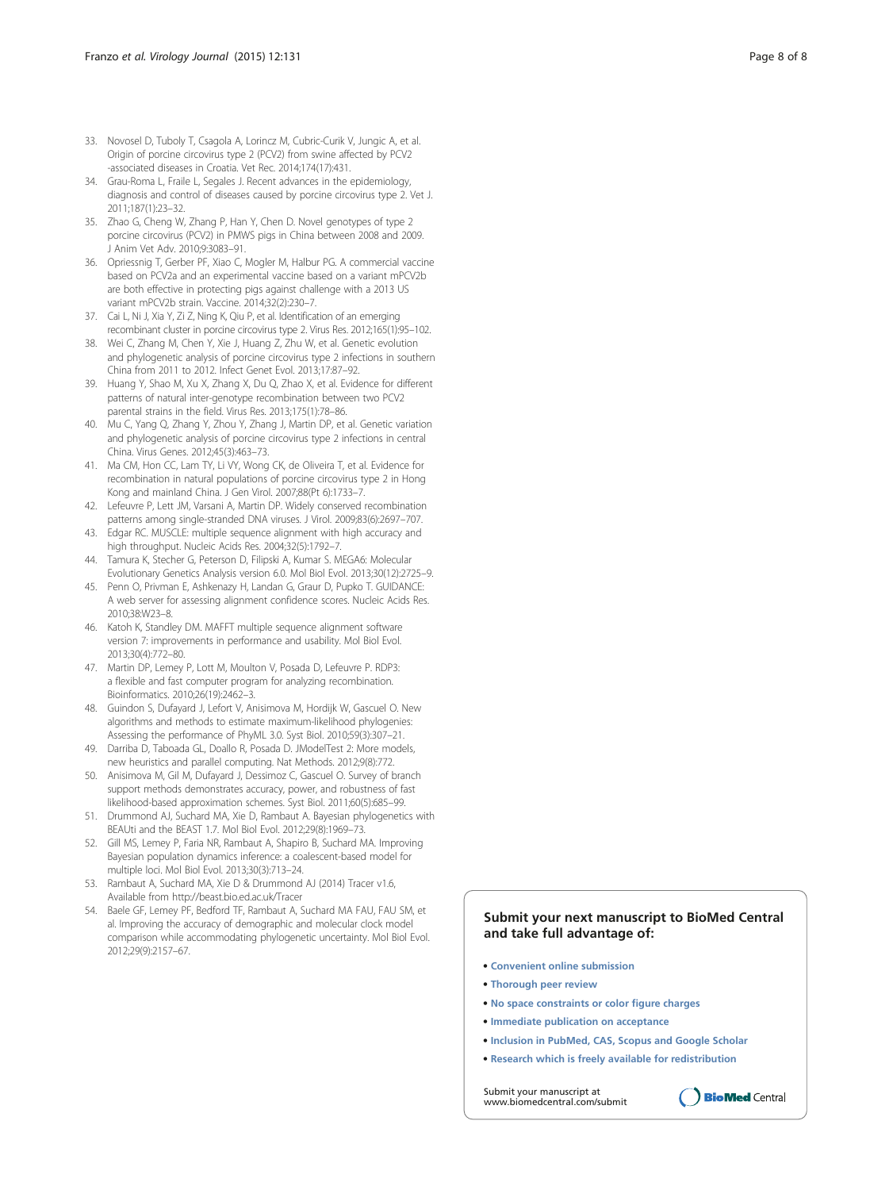33. Novosel D, Tuboly T, Csagola A, Lorincz M, Cubric-Curik V, Jungic A, et al. Origin of porcine circovirus type 2 (PCV2) from swine affected by PCV2 -associated diseases in Croatia. Vet Rec. 2014;174(17):431.
34. Grau-Roma L, Fraile L, Segales J. Recent advances in the epidemiology, diagnosis and control of diseases caused by porcine circovirus type 2. Vet J. 2011;187(1):23–32.
35. Zhao G, Cheng W, Zhang P, Han Y, Chen D. Novel genotypes of type 2 porcine circovirus (PCV2) in PMWS pigs in China between 2008 and 2009. J Anim Vet Adv. 2010;9:3083–91.
36. Opriessnig T, Gerber PF, Xiao C, Mogler M, Halbur PG. A commercial vaccine based on PCV2a and an experimental vaccine based on a variant mPCV2b are both effective in protecting pigs against challenge with a 2013 US variant mPCV2b strain. Vaccine. 2014;32(2):230–7.
37. Cai L, Ni J, Xia Y, Zi Z, Ning K, Qiu P, et al. Identification of an emerging recombinant cluster in porcine circovirus type 2. Virus Res. 2012;165(1):95–102.
38. Wei C, Zhang M, Chen Y, Xie J, Huang Z, Zhu W, et al. Genetic evolution and phylogenetic analysis of porcine circovirus type 2 infections in southern China from 2011 to 2012. Infect Genet Evol. 2013;17:87–92.
39. Huang Y, Shao M, Xu X, Zhang X, Du Q, Zhao X, et al. Evidence for different patterns of natural inter-genotype recombination between two PCV2 parental strains in the field. Virus Res. 2013;175(1):78–86.
40. Mu C, Yang Q, Zhang Y, Zhou Y, Zhang J, Martin DP, et al. Genetic variation and phylogenetic analysis of porcine circovirus type 2 infections in central China. Virus Genes. 2012;45(3):463–73.
41. Ma CM, Hon CC, Lam TY, Li VY, Wong CK, de Oliveira T, et al. Evidence for recombination in natural populations of porcine circovirus type 2 in Hong Kong and mainland China. J Gen Virol. 2007;88(Pt 6):1733–7.
42. Lefeuvre P, Lett JM, Varsani A, Martin DP. Widely conserved recombination patterns among single-stranded DNA viruses. J Virol. 2009;83(6):2697–707.
43. Edgar RC. MUSCLE: multiple sequence alignment with high accuracy and high throughput. Nucleic Acids Res. 2004;32(5):1792–7.
44. Tamura K, Stecher G, Peterson D, Filipski A, Kumar S. MEGA6: Molecular Evolutionary Genetics Analysis version 6.0. Mol Biol Evol. 2013;30(12):2725–9.
45. Penn O, Privman E, Ashkenazy H, Landan G, Graur D, Pupko T. GUIDANCE: A web server for assessing alignment confidence scores. Nucleic Acids Res. 2010;38:W23–8.
46. Katoh K, Standley DM. MAFFT multiple sequence alignment software version 7: improvements in performance and usability. Mol Biol Evol. 2013;30(4):772–80.
47. Martin DP, Lemey P, Lott M, Moulton V, Posada D, Lefeuvre P. RDP3: a flexible and fast computer program for analyzing recombination. Bioinformatics. 2010;26(19):2462–3.
48. Guindon S, Dufayard J, Lefort V, Anisimova M, Hordijk W, Gascuel O. New algorithms and methods to estimate maximum-likelihood phylogenies: Assessing the performance of PhyML 3.0. Syst Biol. 2010;59(3):307–21.
49. Darriba D, Taboada GL, Doallo R, Posada D. JModelTest 2: More models, new heuristics and parallel computing. Nat Methods. 2012;9(8):772.
50. Anisimova M, Gil M, Dufayard J, Dessimoz C, Gascuel O. Survey of branch support methods demonstrates accuracy, power, and robustness of fast likelihood-based approximation schemes. Syst Biol. 2011;60(5):685–99.
51. Drummond AJ, Suchard MA, Xie D, Rambaut A. Bayesian phylogenetics with BEAUti and the BEAST 1.7. Mol Biol Evol. 2012;29(8):1969–73.
52. Gill MS, Lemey P, Faria NR, Rambaut A, Shapiro B, Suchard MA. Improving Bayesian population dynamics inference: a coalescent-based model for multiple loci. Mol Biol Evol. 2013;30(3):713–24.
53. Rambaut A, Suchard MA, Xie D & Drummond AJ (2014) Tracer v1.6, Available from http://beast.bio.ed.ac.uk/Tracer
54. Baele GF, Lemey PF, Bedford TF, Rambaut A, Suchard MA FAU, FAU SM, et al. Improving the accuracy of demographic and molecular clock model comparison while accommodating phylogenetic uncertainty. Mol Biol Evol. 2012;29(9):2157–67.

**Submit your next manuscript to BioMed Central and take full advantage of:**

- **Convenient online submission**
- **Thorough peer review**
- **No space constraints or color figure charges**
- **Immediate publication on acceptance**
- **Inclusion in PubMed, CAS, Scopus and Google Scholar**
- **Research which is freely available for redistribution**

Submit your manuscript at www.biomedcentral.com/submit

BioMed Central